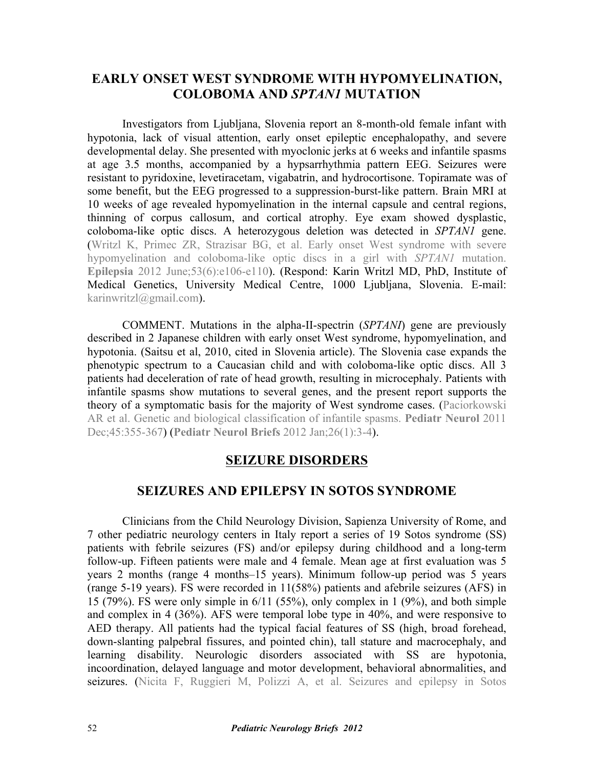## EARLY ONSET WEST SYNDROME WITH HYPOMYELINATION, COLOBOMA AND *SPTAN1* MUTATION

Investigators from Ljubljana, Slovenia report an 8-month-old female infant with hypotonia, lack of visual attention, early onset epileptic encephalopathy, and severe developmental delay. She presented with myoclonic jerks at 6 weeks and infantile spasms at age 3.5 months, accompanied by a hypsarrhythmia pattern EEG. Seizures were resistant to pyridoxine, levetiracetam, vigabatrin, and hydrocortisone. Topiramate was of some benefit, but the EEG progressed to a suppression-burst-like pattern. Brain MRI at 10 weeks of age revealed hypomyelination in the internal capsule and central regions, thinning of corpus callosum, and cortical atrophy. Eye exam showed dysplastic, coloboma-like optic discs. A heterozygous deletion was detected in *SPTAN1* gene. (Writzl K, Primec ZR, Strazisar BG, et al. Early onset West syndrome with severe hypomyelination and coloboma-like optic discs in a girl with *SPTAN1* mutation. **Epilepsia** 2012 June;53(6):e106-e110). (Respond: Karin Writzl MD, PhD, Institute of Medical Genetics, University Medical Centre, 1000 Ljubljana, Slovenia. E-mail: karinwritzl@gmail.com).

COMMENT. Mutations in the alpha-II-spectrin (*SPTANI*) gene are previously described in 2 Japanese children with early onset West syndrome, hypomyelination, and hypotonia. (Saitsu et al, 2010, cited in Slovenia article). The Slovenia case expands the phenotypic spectrum to a Caucasian child and with coloboma-like optic discs. All 3 patients had deceleration of rate of head growth, resulting in microcephaly. Patients with infantile spasms show mutations to several genes, and the present report supports the theory of a symptomatic basis for the majority of West syndrome cases. (Paciorkowski AR et al. Genetic and biological classification of infantile spasms. **Pediatr Neurol** 2011 Dec;45:355-367) (**Pediatr Neurol Briefs** 2012 Jan;26(1):3-4).

## SEIZURE DISORDERS

## SEIZURES AND EPILEPSY IN SOTOS SYNDROME

Clinicians from the Child Neurology Division, Sapienza University of Rome, and 7 other pediatric neurology centers in Italy report a series of 19 Sotos syndrome (SS) patients with febrile seizures (FS) and/or epilepsy during childhood and a long-term follow-up. Fifteen patients were male and 4 female. Mean age at first evaluation was 5 years 2 months (range 4 months–15 years). Minimum follow-up period was 5 years (range 5-19 years). FS were recorded in 11(58%) patients and afebrile seizures (AFS) in 15 (79%). FS were only simple in 6/11 (55%), only complex in 1 (9%), and both simple and complex in 4 (36%). AFS were temporal lobe type in 40%, and were responsive to AED therapy. All patients had the typical facial features of SS (high, broad forehead, down-slanting palpebral fissures, and pointed chin), tall stature and macrocephaly, and learning disability. Neurologic disorders associated with SS are hypotonia, incoordination, delayed language and motor development, behavioral abnormalities, and seizures. (Nicita F, Ruggieri M, Polizzi A, et al. Seizures and epilepsy in Sotos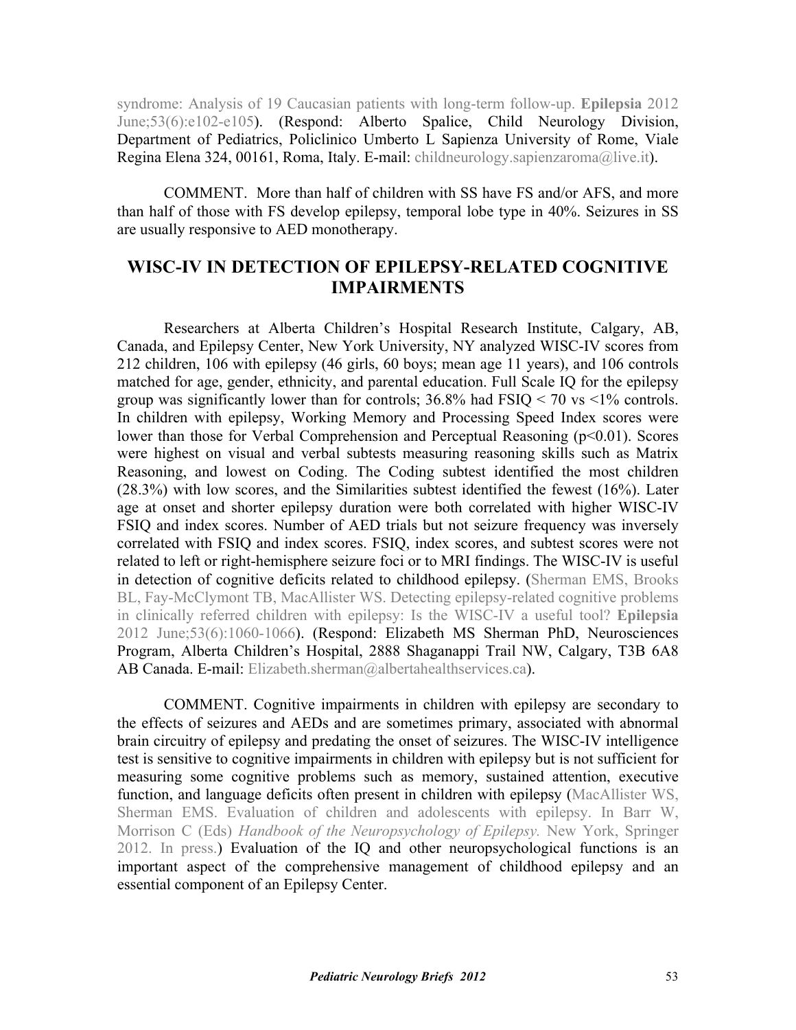syndrome: Analysis of 19 Caucasian patients with long-term follow-up. **Epilepsia** 2012 June;53(6):e102-e105). (Respond: Alberto Spalice, Child Neurology Division, Department of Pediatrics, Policlinico Umberto L Sapienza University of Rome, Viale Regina Elena 324, 00161, Roma, Italy. E-mail: childneurology.sapienzaroma@live.it).

COMMENT. More than half of children with SS have FS and/or AFS, and more than half of those with FS develop epilepsy, temporal lobe type in 40%. Seizures in SS are usually responsive to AED monotherapy.

## WISC-IV IN DETECTION OF EPILEPSY-RELATED COGNITIVE IMPAIRMENTS

Researchers at Alberta Children's Hospital Research Institute, Calgary, AB, Canada, and Epilepsy Center, New York University, NY analyzed WISC-IV scores from 212 children, 106 with epilepsy (46 girls, 60 boys; mean age 11 years), and 106 controls matched for age, gender, ethnicity, and parental education. Full Scale IQ for the epilepsy group was significantly lower than for controls; 36.8% had FSIQ < 70 vs <1% controls. In children with epilepsy, Working Memory and Processing Speed Index scores were lower than those for Verbal Comprehension and Perceptual Reasoning ($p<0.01$). Scores were highest on visual and verbal subtests measuring reasoning skills such as Matrix Reasoning, and lowest on Coding. The Coding subtest identified the most children (28.3%) with low scores, and the Similarities subtest identified the fewest (16%). Later age at onset and shorter epilepsy duration were both correlated with higher WISC-IV FSIQ and index scores. Number of AED trials but not seizure frequency was inversely correlated with FSIQ and index scores. FSIQ, index scores, and subtest scores were not related to left or right-hemisphere seizure foci or to MRI findings. The WISC-IV is useful in detection of cognitive deficits related to childhood epilepsy. (Sherman EMS, Brooks BL, Fay-McClymont TB, MacAllister WS. Detecting epilepsy-related cognitive problems in clinically referred children with epilepsy: Is the WISC-IV a useful tool? **Epilepsia** 2012 June;53(6):1060-1066). (Respond: Elizabeth MS Sherman PhD, Neurosciences Program, Alberta Children's Hospital, 2888 Shaganappi Trail NW, Calgary, T3B 6A8 AB Canada. E-mail: Elizabeth.sherman@albertahealthservices.ca).

COMMENT. Cognitive impairments in children with epilepsy are secondary to the effects of seizures and AEDs and are sometimes primary, associated with abnormal brain circuitry of epilepsy and predating the onset of seizures. The WISC-IV intelligence test is sensitive to cognitive impairments in children with epilepsy but is not sufficient for measuring some cognitive problems such as memory, sustained attention, executive function, and language deficits often present in children with epilepsy (MacAllister WS, Sherman EMS. Evaluation of children and adolescents with epilepsy. In Barr W, Morrison C (Eds) *Handbook of the Neuropsychology of Epilepsy.* New York, Springer 2012. In press.) Evaluation of the IQ and other neuropsychological functions is an important aspect of the comprehensive management of childhood epilepsy and an essential component of an Epilepsy Center.